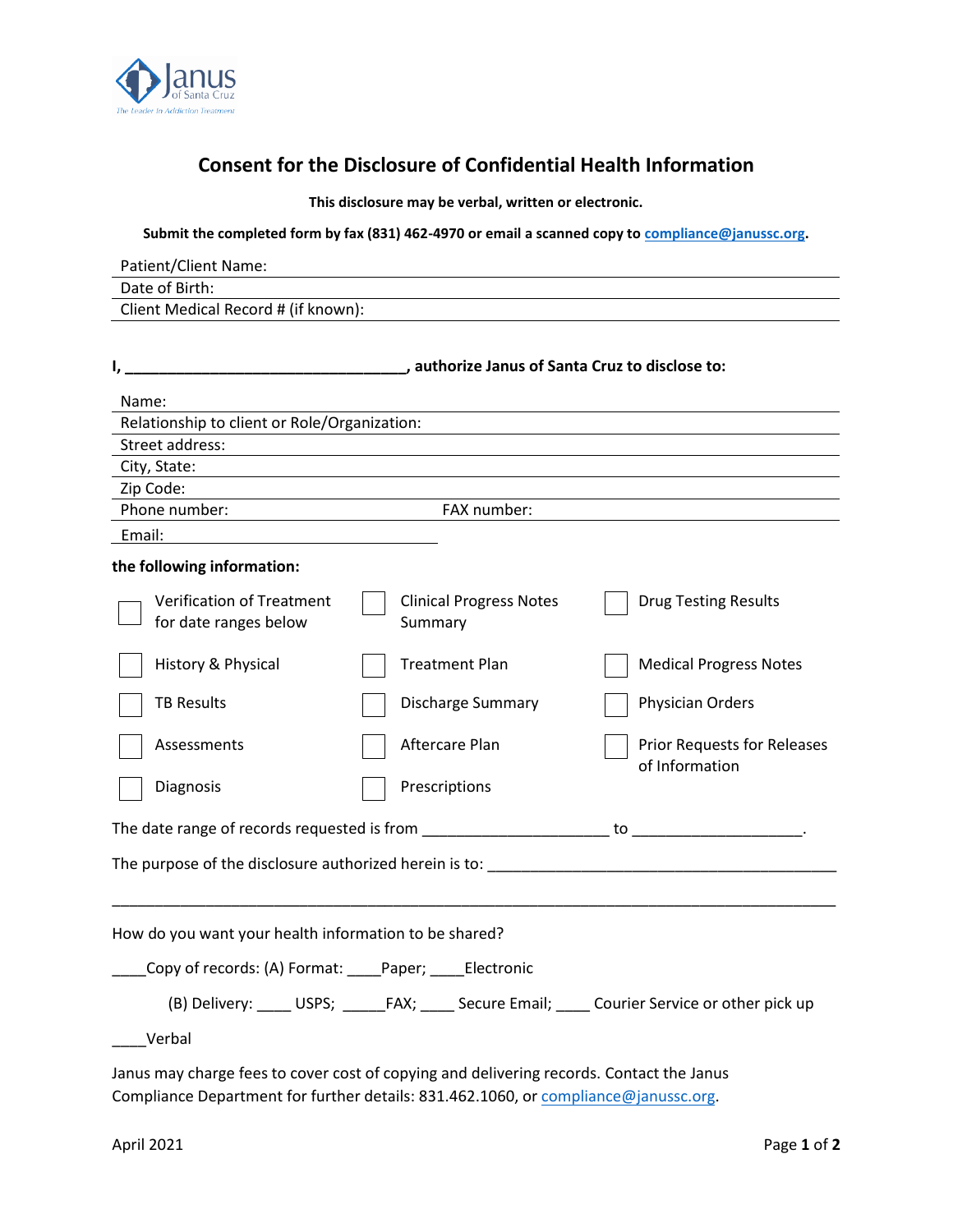Janus of Santa Cruz
The Leader in Addiction Treatment

# Consent for the Disclosure of Confidential Health Information

**This disclosure may be verbal, written or electronic.**

**Submit the completed form by fax (831) 462-4970 or email a scanned copy to compliance@janussc.org.**

Patient/Client Name:

Date of Birth:

Client Medical Record # (if known):

**I, _________________________________, authorize Janus of Santa Cruz to disclose to:**

Name:

Relationship to client or Role/Organization:

Street address:

City, State:

Zip Code:

Phone number: FAX number:

Email:

**the following information:**

| | | |
|---|---|---|
| ☐ Verification of Treatment for date ranges below | ☐ Clinical Progress Notes Summary | ☐ Drug Testing Results |
| ☐ History & Physical | ☐ Treatment Plan | ☐ Medical Progress Notes |
| ☐ TB Results | ☐ Discharge Summary | ☐ Physician Orders |
| ☐ Assessments | ☐ Aftercare Plan | ☐ Prior Requests for Releases of Information |
| ☐ Diagnosis | ☐ Prescriptions | |

The date range of records requested is from _____________________ to ___________________.

The purpose of the disclosure authorized herein is to: ________________________________________

_____________________________________________________________________________________

How do you want your health information to be shared?

____Copy of records: (A) Format: ____Paper; ____Electronic

(B) Delivery: ____ USPS; _____FAX; ____ Secure Email; ____ Courier Service or other pick up

____Verbal

Janus may charge fees to cover cost of copying and delivering records. Contact the Janus Compliance Department for further details: 831.462.1060, or compliance@janussc.org.

April 2021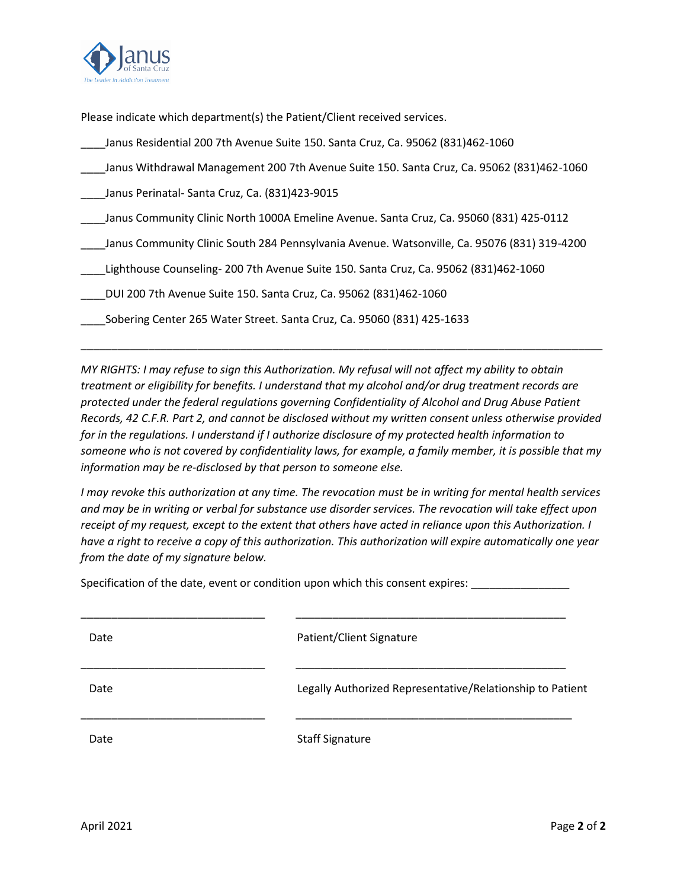Please indicate which department(s) the Patient/Client received services.

____Janus Residential 200 7th Avenue Suite 150. Santa Cruz, Ca. 95062 (831)462-1060

____Janus Withdrawal Management 200 7th Avenue Suite 150. Santa Cruz, Ca. 95062 (831)462-1060

____Janus Perinatal- Santa Cruz, Ca. (831)423-9015

____Janus Community Clinic North 1000A Emeline Avenue. Santa Cruz, Ca. 95060 (831) 425-0112

____Janus Community Clinic South 284 Pennsylvania Avenue. Watsonville, Ca. 95076 (831) 319-4200

____Lighthouse Counseling- 200 7th Avenue Suite 150. Santa Cruz, Ca. 95062 (831)462-1060

____DUI 200 7th Avenue Suite 150. Santa Cruz, Ca. 95062 (831)462-1060

____Sobering Center 265 Water Street. Santa Cruz, Ca. 95060 (831) 425-1633

---

*MY RIGHTS: I may refuse to sign this Authorization. My refusal will not affect my ability to obtain treatment or eligibility for benefits. I understand that my alcohol and/or drug treatment records are protected under the federal regulations governing Confidentiality of Alcohol and Drug Abuse Patient Records, 42 C.F.R. Part 2, and cannot be disclosed without my written consent unless otherwise provided for in the regulations. I understand if I authorize disclosure of my protected health information to someone who is not covered by confidentiality laws, for example, a family member, it is possible that my information may be re-disclosed by that person to someone else.*

*I may revoke this authorization at any time. The revocation must be in writing for mental health services and may be in writing or verbal for substance use disorder services. The revocation will take effect upon receipt of my request, except to the extent that others have acted in reliance upon this Authorization. I have a right to receive a copy of this authorization. This authorization will expire automatically one year from the date of my signature below.*

Specification of the date, event or condition upon which this consent expires: ________________

______________________________ ____________________________________________

Date Patient/Client Signature

______________________________ ____________________________________________

Date Legally Authorized Representative/Relationship to Patient

______________________________ ____________________________________________

Date Staff Signature

April 2021